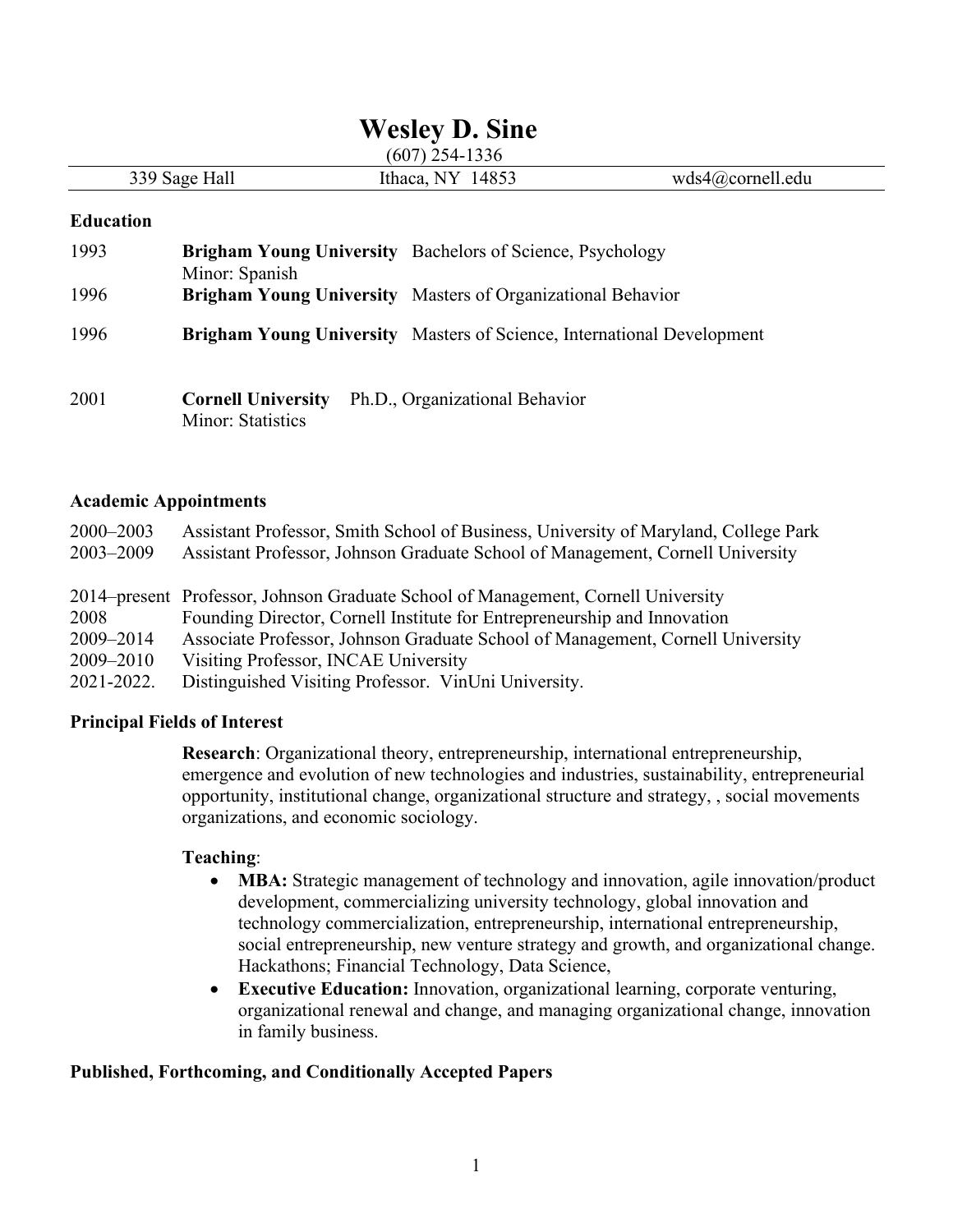# Wesley D. Sine

(607) 254-1336

339 Sage Hall | Ithaca, NY 14853 | wds4@cornell.edu

## Education

1993 **Brigham Young University** Bachelors of Science, Psychology
Minor: Spanish

1996 **Brigham Young University** Masters of Organizational Behavior

1996 **Brigham Young University** Masters of Science, International Development

2001 **Cornell University** Ph.D., Organizational Behavior
Minor: Statistics

## Academic Appointments

2000–2003 Assistant Professor, Smith School of Business, University of Maryland, College Park
2003–2009 Assistant Professor, Johnson Graduate School of Management, Cornell University

2014–present Professor, Johnson Graduate School of Management, Cornell University
2008 Founding Director, Cornell Institute for Entrepreneurship and Innovation
2009–2014 Associate Professor, Johnson Graduate School of Management, Cornell University
2009–2010 Visiting Professor, INCAE University
2021-2022. Distinguished Visiting Professor. VinUni University.

## Principal Fields of Interest

**Research**: Organizational theory, entrepreneurship, international entrepreneurship, emergence and evolution of new technologies and industries, sustainability, entrepreneurial opportunity, institutional change, organizational structure and strategy, , social movements organizations, and economic sociology.

**Teaching**:

- **MBA:** Strategic management of technology and innovation, agile innovation/product development, commercializing university technology, global innovation and technology commercialization, entrepreneurship, international entrepreneurship, social entrepreneurship, new venture strategy and growth, and organizational change. Hackathons; Financial Technology, Data Science,
- **Executive Education:** Innovation, organizational learning, corporate venturing, organizational renewal and change, and managing organizational change, innovation in family business.

## Published, Forthcoming, and Conditionally Accepted Papers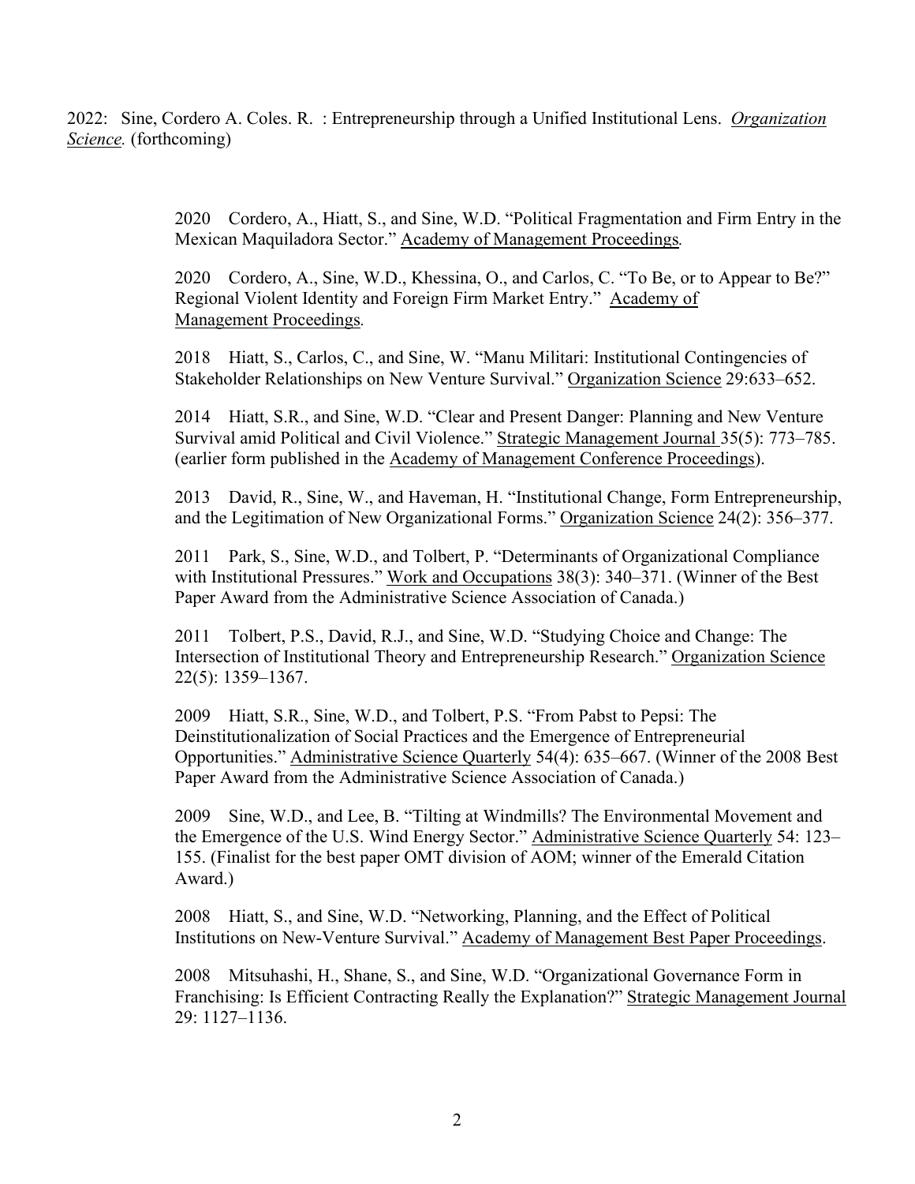2022: Sine, Cordero A. Coles. R. : Entrepreneurship through a Unified Institutional Lens. *Organization Science.* (forthcoming)

2020 Cordero, A., Hiatt, S., and Sine, W.D. "Political Fragmentation and Firm Entry in the Mexican Maquiladora Sector." Academy of Management Proceedings*.*

2020 Cordero, A., Sine, W.D., Khessina, O., and Carlos, C. "To Be, or to Appear to Be?" Regional Violent Identity and Foreign Firm Market Entry." Academy of Management Proceedings*.*

2018 Hiatt, S., Carlos, C., and Sine, W. "Manu Militari: Institutional Contingencies of Stakeholder Relationships on New Venture Survival." Organization Science 29:633–652.

2014 Hiatt, S.R., and Sine, W.D. "Clear and Present Danger: Planning and New Venture Survival amid Political and Civil Violence." Strategic Management Journal 35(5): 773–785. (earlier form published in the Academy of Management Conference Proceedings).

2013 David, R., Sine, W., and Haveman, H. "Institutional Change, Form Entrepreneurship, and the Legitimation of New Organizational Forms." Organization Science 24(2): 356–377.

2011 Park, S., Sine, W.D., and Tolbert, P. "Determinants of Organizational Compliance with Institutional Pressures." Work and Occupations 38(3): 340–371. (Winner of the Best Paper Award from the Administrative Science Association of Canada.)

2011 Tolbert, P.S., David, R.J., and Sine, W.D. "Studying Choice and Change: The Intersection of Institutional Theory and Entrepreneurship Research." Organization Science 22(5): 1359–1367.

2009 Hiatt, S.R., Sine, W.D., and Tolbert, P.S. "From Pabst to Pepsi: The Deinstitutionalization of Social Practices and the Emergence of Entrepreneurial Opportunities." Administrative Science Quarterly 54(4): 635–667. (Winner of the 2008 Best Paper Award from the Administrative Science Association of Canada.)

2009 Sine, W.D., and Lee, B. "Tilting at Windmills? The Environmental Movement and the Emergence of the U.S. Wind Energy Sector." Administrative Science Quarterly 54: 123–155. (Finalist for the best paper OMT division of AOM; winner of the Emerald Citation Award.)

2008 Hiatt, S., and Sine, W.D. "Networking, Planning, and the Effect of Political Institutions on New-Venture Survival." Academy of Management Best Paper Proceedings.

2008 Mitsuhashi, H., Shane, S., and Sine, W.D. "Organizational Governance Form in Franchising: Is Efficient Contracting Really the Explanation?" Strategic Management Journal 29: 1127–1136.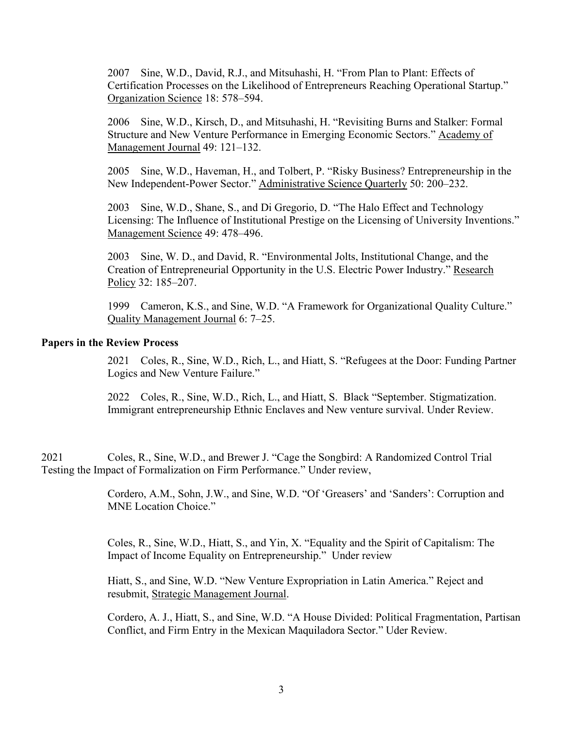2007 Sine, W.D., David, R.J., and Mitsuhashi, H. "From Plan to Plant: Effects of Certification Processes on the Likelihood of Entrepreneurs Reaching Operational Startup." Organization Science 18: 578–594.

2006 Sine, W.D., Kirsch, D., and Mitsuhashi, H. "Revisiting Burns and Stalker: Formal Structure and New Venture Performance in Emerging Economic Sectors." Academy of Management Journal 49: 121–132.

2005 Sine, W.D., Haveman, H., and Tolbert, P. "Risky Business? Entrepreneurship in the New Independent-Power Sector." Administrative Science Quarterly 50: 200–232.

2003 Sine, W.D., Shane, S., and Di Gregorio, D. "The Halo Effect and Technology Licensing: The Influence of Institutional Prestige on the Licensing of University Inventions." Management Science 49: 478–496.

2003 Sine, W. D., and David, R. "Environmental Jolts, Institutional Change, and the Creation of Entrepreneurial Opportunity in the U.S. Electric Power Industry." Research Policy 32: 185–207.

1999 Cameron, K.S., and Sine, W.D. "A Framework for Organizational Quality Culture." Quality Management Journal 6: 7–25.

**Papers in the Review Process**

2021 Coles, R., Sine, W.D., Rich, L., and Hiatt, S. "Refugees at the Door: Funding Partner Logics and New Venture Failure."

2022 Coles, R., Sine, W.D., Rich, L., and Hiatt, S. Black "September. Stigmatization. Immigrant entrepreneurship Ethnic Enclaves and New venture survival. Under Review.

2021 Coles, R., Sine, W.D., and Brewer J. "Cage the Songbird: A Randomized Control Trial Testing the Impact of Formalization on Firm Performance." Under review,

Cordero, A.M., Sohn, J.W., and Sine, W.D. "Of 'Greasers' and 'Sanders': Corruption and MNE Location Choice."

Coles, R., Sine, W.D., Hiatt, S., and Yin, X. "Equality and the Spirit of Capitalism: The Impact of Income Equality on Entrepreneurship." Under review

Hiatt, S., and Sine, W.D. "New Venture Expropriation in Latin America." Reject and resubmit, Strategic Management Journal.

Cordero, A. J., Hiatt, S., and Sine, W.D. "A House Divided: Political Fragmentation, Partisan Conflict, and Firm Entry in the Mexican Maquiladora Sector." Uder Review.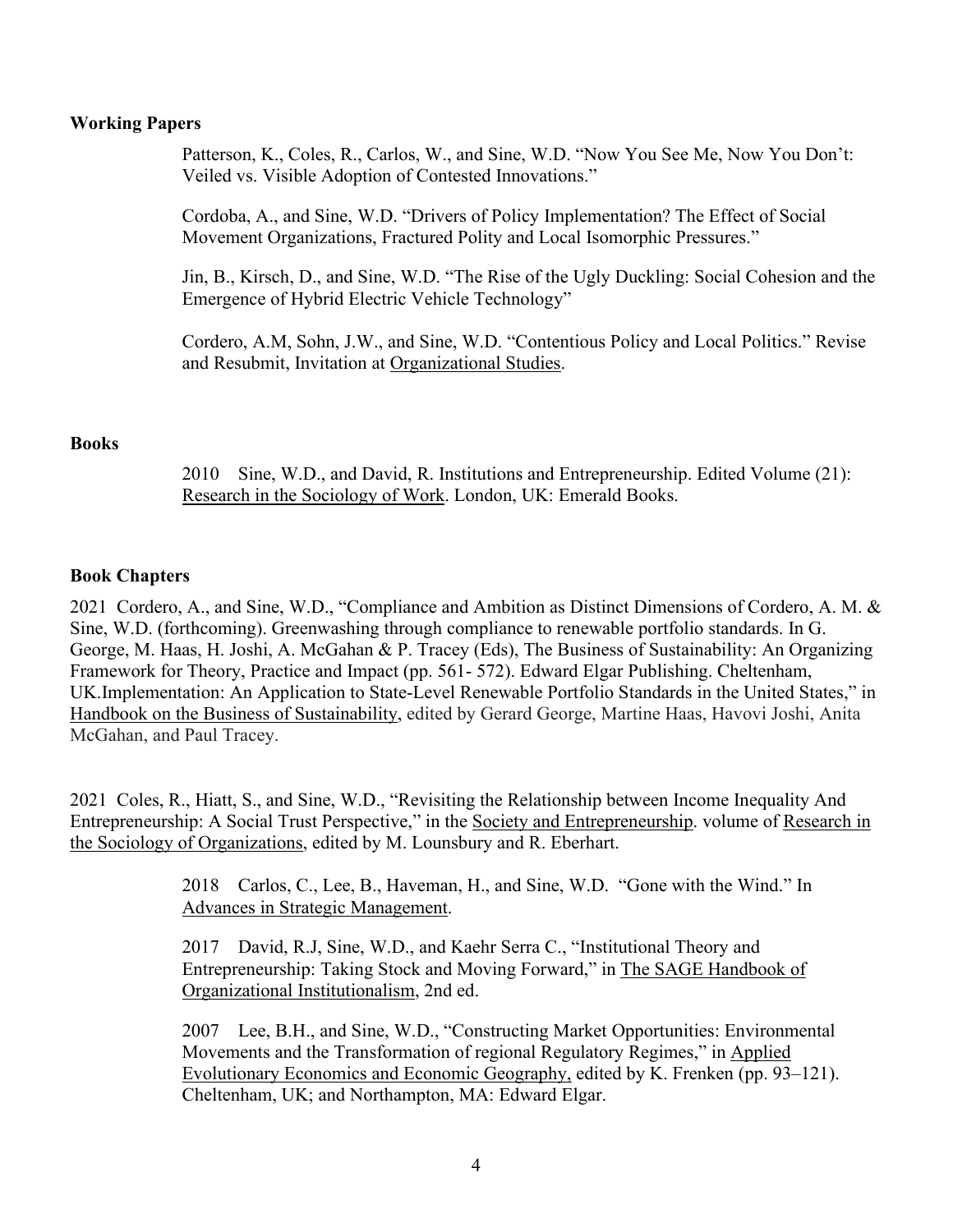**Working Papers**

Patterson, K., Coles, R., Carlos, W., and Sine, W.D. "Now You See Me, Now You Don't: Veiled vs. Visible Adoption of Contested Innovations."

Cordoba, A., and Sine, W.D. "Drivers of Policy Implementation? The Effect of Social Movement Organizations, Fractured Polity and Local Isomorphic Pressures."

Jin, B., Kirsch, D., and Sine, W.D. "The Rise of the Ugly Duckling: Social Cohesion and the Emergence of Hybrid Electric Vehicle Technology"

Cordero, A.M, Sohn, J.W., and Sine, W.D. "Contentious Policy and Local Politics." Revise and Resubmit, Invitation at Organizational Studies.

**Books**

2010 Sine, W.D., and David, R. Institutions and Entrepreneurship. Edited Volume (21): Research in the Sociology of Work. London, UK: Emerald Books.

**Book Chapters**

2021 Cordero, A., and Sine, W.D., "Compliance and Ambition as Distinct Dimensions of Cordero, A. M. & Sine, W.D. (forthcoming). Greenwashing through compliance to renewable portfolio standards. In G. George, M. Haas, H. Joshi, A. McGahan & P. Tracey (Eds), The Business of Sustainability: An Organizing Framework for Theory, Practice and Impact (pp. 561- 572). Edward Elgar Publishing. Cheltenham, UK.Implementation: An Application to State-Level Renewable Portfolio Standards in the United States," in Handbook on the Business of Sustainability, edited by Gerard George, Martine Haas, Havovi Joshi, Anita McGahan, and Paul Tracey.

2021 Coles, R., Hiatt, S., and Sine, W.D., "Revisiting the Relationship between Income Inequality And Entrepreneurship: A Social Trust Perspective," in the Society and Entrepreneurship. volume of Research in the Sociology of Organizations, edited by M. Lounsbury and R. Eberhart.

2018 Carlos, C., Lee, B., Haveman, H., and Sine, W.D. "Gone with the Wind." In Advances in Strategic Management.

2017 David, R.J, Sine, W.D., and Kaehr Serra C., "Institutional Theory and Entrepreneurship: Taking Stock and Moving Forward," in The SAGE Handbook of Organizational Institutionalism, 2nd ed.

2007 Lee, B.H., and Sine, W.D., "Constructing Market Opportunities: Environmental Movements and the Transformation of regional Regulatory Regimes," in Applied Evolutionary Economics and Economic Geography, edited by K. Frenken (pp. 93–121). Cheltenham, UK; and Northampton, MA: Edward Elgar.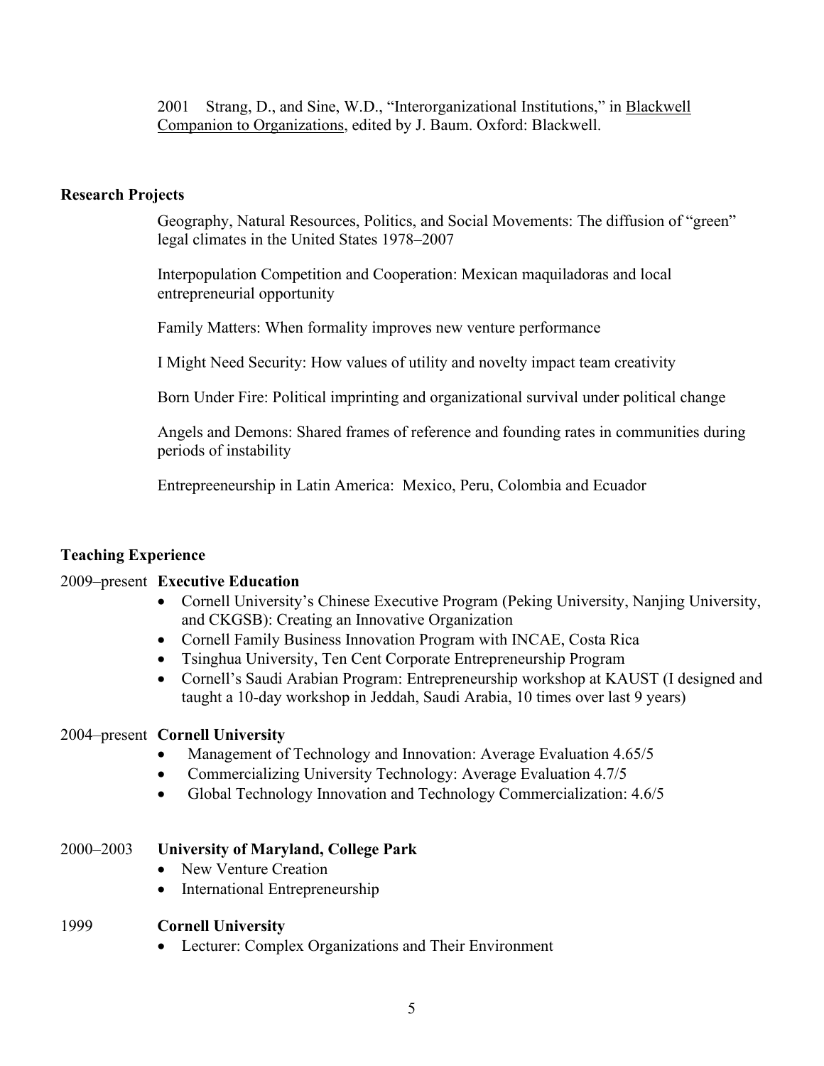2001 Strang, D., and Sine, W.D., "Interorganizational Institutions," in Blackwell Companion to Organizations, edited by J. Baum. Oxford: Blackwell.

## Research Projects

Geography, Natural Resources, Politics, and Social Movements: The diffusion of "green" legal climates in the United States 1978–2007

Interpopulation Competition and Cooperation: Mexican maquiladoras and local entrepreneurial opportunity

Family Matters: When formality improves new venture performance

I Might Need Security: How values of utility and novelty impact team creativity

Born Under Fire: Political imprinting and organizational survival under political change

Angels and Demons: Shared frames of reference and founding rates in communities during periods of instability

Entrepreeneurship in Latin America: Mexico, Peru, Colombia and Ecuador

## Teaching Experience

2009–present **Executive Education**

- Cornell University's Chinese Executive Program (Peking University, Nanjing University, and CKGSB): Creating an Innovative Organization
- Cornell Family Business Innovation Program with INCAE, Costa Rica
- Tsinghua University, Ten Cent Corporate Entrepreneurship Program
- Cornell's Saudi Arabian Program: Entrepreneurship workshop at KAUST (I designed and taught a 10-day workshop in Jeddah, Saudi Arabia, 10 times over last 9 years)

2004–present **Cornell University**

- Management of Technology and Innovation: Average Evaluation 4.65/5
- Commercializing University Technology: Average Evaluation 4.7/5
- Global Technology Innovation and Technology Commercialization: 4.6/5

2000–2003 **University of Maryland, College Park**

- New Venture Creation
- International Entrepreneurship

1999 **Cornell University**

- Lecturer: Complex Organizations and Their Environment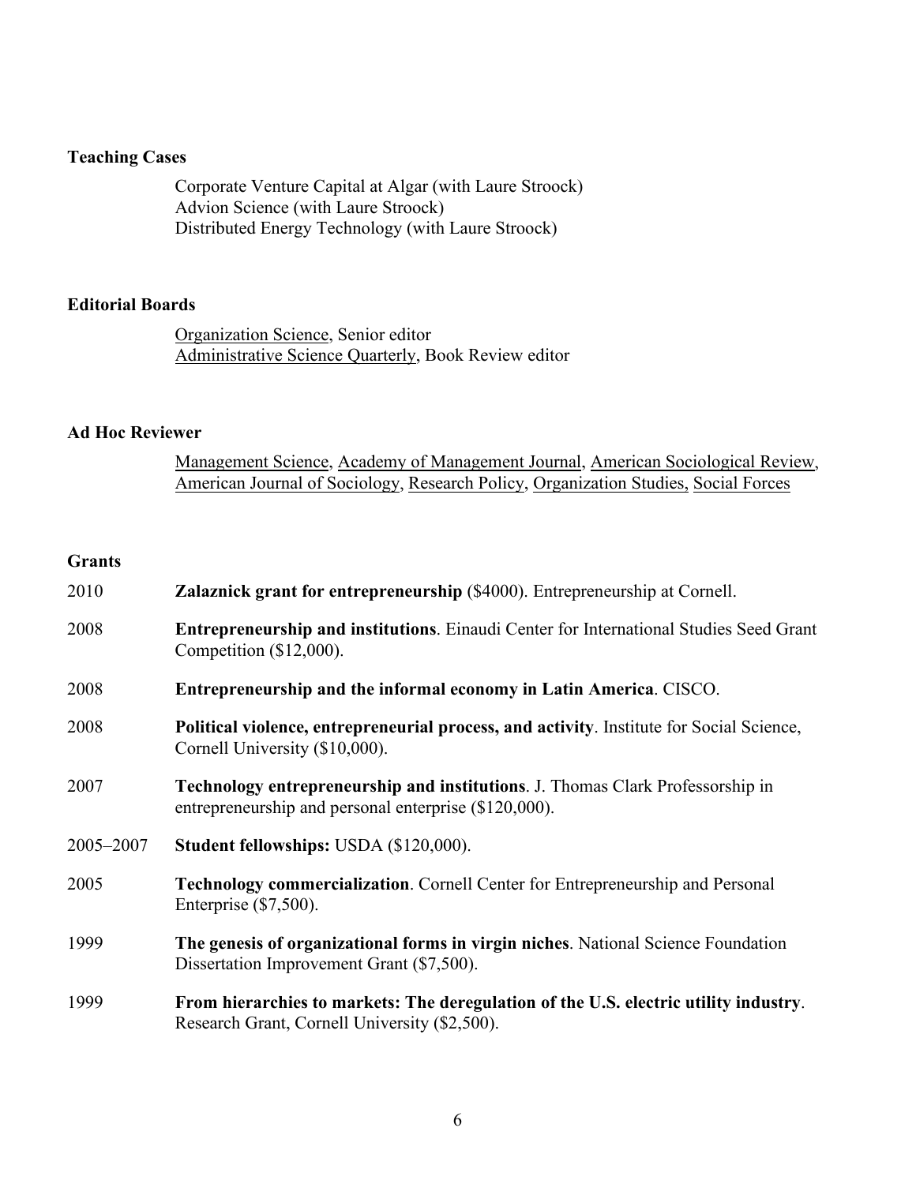**Teaching Cases**

Corporate Venture Capital at Algar (with Laure Stroock)
Advion Science (with Laure Stroock)
Distributed Energy Technology (with Laure Stroock)

**Editorial Boards**

Organization Science, Senior editor
Administrative Science Quarterly, Book Review editor

**Ad Hoc Reviewer**

Management Science, Academy of Management Journal, American Sociological Review, American Journal of Sociology, Research Policy, Organization Studies, Social Forces

**Grants**

2010 **Zalaznick grant for entrepreneurship** ($4000). Entrepreneurship at Cornell.

2008 **Entrepreneurship and institutions**. Einaudi Center for International Studies Seed Grant Competition ($12,000).

2008 **Entrepreneurship and the informal economy in Latin America**. CISCO.

2008 **Political violence, entrepreneurial process, and activity**. Institute for Social Science, Cornell University ($10,000).

2007 **Technology entrepreneurship and institutions**. J. Thomas Clark Professorship in entrepreneurship and personal enterprise ($120,000).

2005–2007 **Student fellowships:** USDA ($120,000).

2005 **Technology commercialization**. Cornell Center for Entrepreneurship and Personal Enterprise ($7,500).

1999 **The genesis of organizational forms in virgin niches**. National Science Foundation Dissertation Improvement Grant ($7,500).

1999 **From hierarchies to markets: The deregulation of the U.S. electric utility industry**. Research Grant, Cornell University ($2,500).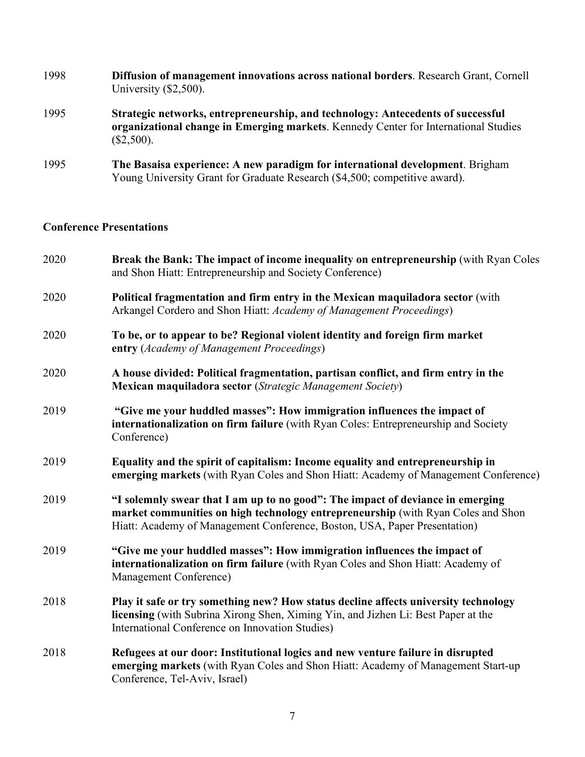1998 **Diffusion of management innovations across national borders**. Research Grant, Cornell University ($2,500).

1995 **Strategic networks, entrepreneurship, and technology: Antecedents of successful organizational change in Emerging markets**. Kennedy Center for International Studies ($2,500).

1995 **The Basaisa experience: A new paradigm for international development**. Brigham Young University Grant for Graduate Research ($4,500; competitive award).

### Conference Presentations

2020 **Break the Bank: The impact of income inequality on entrepreneurship** (with Ryan Coles and Shon Hiatt: Entrepreneurship and Society Conference)

2020 **Political fragmentation and firm entry in the Mexican maquiladora sector** (with Arkangel Cordero and Shon Hiatt: *Academy of Management Proceedings*)

2020 **To be, or to appear to be? Regional violent identity and foreign firm market entry** (*Academy of Management Proceedings*)

2020 **A house divided: Political fragmentation, partisan conflict, and firm entry in the Mexican maquiladora sector** (*Strategic Management Society*)

2019 **"Give me your huddled masses": How immigration influences the impact of internationalization on firm failure** (with Ryan Coles: Entrepreneurship and Society Conference)

2019 **Equality and the spirit of capitalism: Income equality and entrepreneurship in emerging markets** (with Ryan Coles and Shon Hiatt: Academy of Management Conference)

2019 **"I solemnly swear that I am up to no good": The impact of deviance in emerging market communities on high technology entrepreneurship** (with Ryan Coles and Shon Hiatt: Academy of Management Conference, Boston, USA, Paper Presentation)

2019 **"Give me your huddled masses": How immigration influences the impact of internationalization on firm failure** (with Ryan Coles and Shon Hiatt: Academy of Management Conference)

2018 **Play it safe or try something new? How status decline affects university technology licensing** (with Subrina Xirong Shen, Ximing Yin, and Jizhen Li: Best Paper at the International Conference on Innovation Studies)

2018 **Refugees at our door: Institutional logics and new venture failure in disrupted emerging markets** (with Ryan Coles and Shon Hiatt: Academy of Management Start-up Conference, Tel-Aviv, Israel)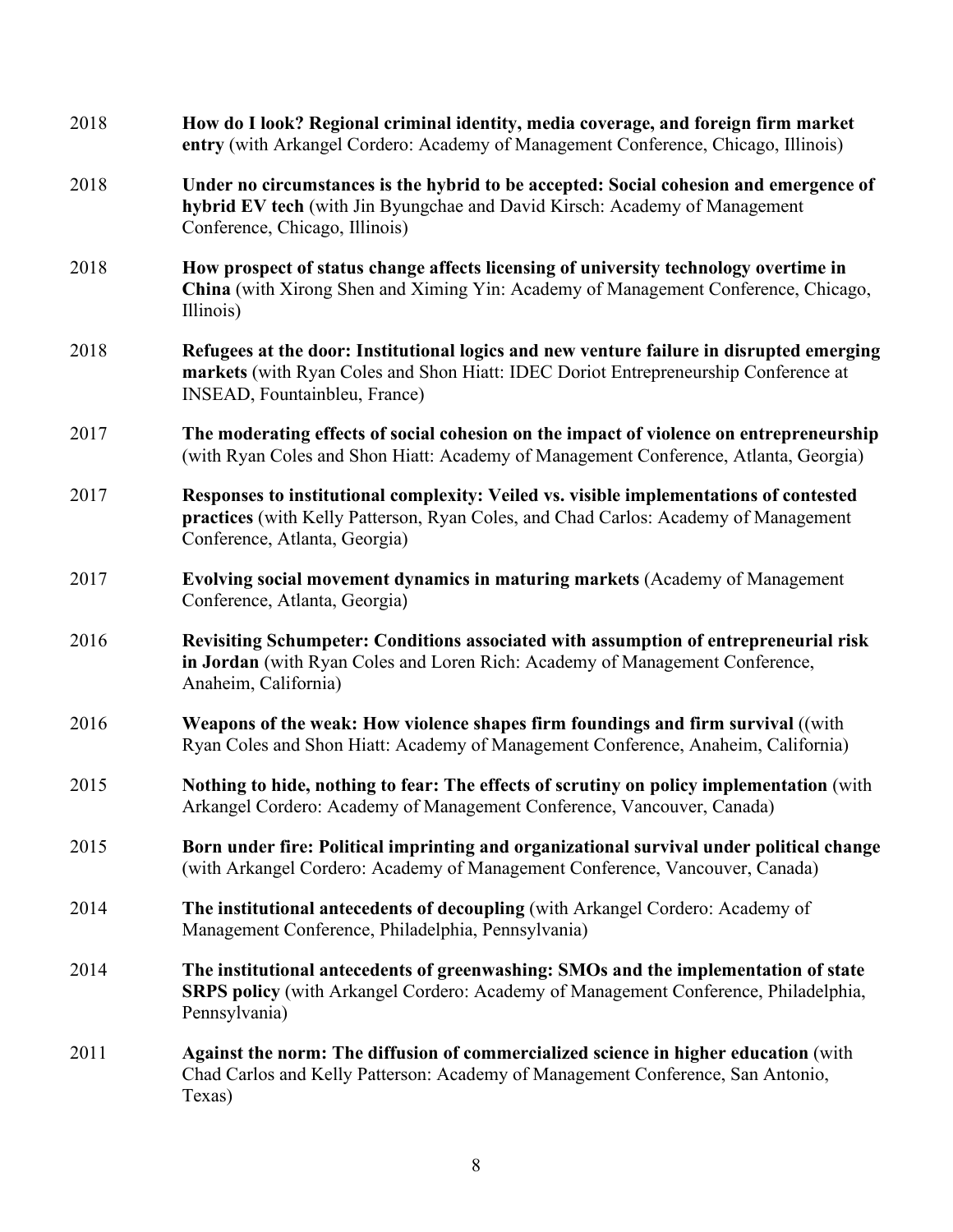2018 **How do I look? Regional criminal identity, media coverage, and foreign firm market entry** (with Arkangel Cordero: Academy of Management Conference, Chicago, Illinois)

2018 **Under no circumstances is the hybrid to be accepted: Social cohesion and emergence of hybrid EV tech** (with Jin Byungchae and David Kirsch: Academy of Management Conference, Chicago, Illinois)

2018 **How prospect of status change affects licensing of university technology overtime in China** (with Xirong Shen and Ximing Yin: Academy of Management Conference, Chicago, Illinois)

2018 **Refugees at the door: Institutional logics and new venture failure in disrupted emerging markets** (with Ryan Coles and Shon Hiatt: IDEC Doriot Entrepreneurship Conference at INSEAD, Fountainbleu, France)

2017 **The moderating effects of social cohesion on the impact of violence on entrepreneurship** (with Ryan Coles and Shon Hiatt: Academy of Management Conference, Atlanta, Georgia)

2017 **Responses to institutional complexity: Veiled vs. visible implementations of contested practices** (with Kelly Patterson, Ryan Coles, and Chad Carlos: Academy of Management Conference, Atlanta, Georgia)

2017 **Evolving social movement dynamics in maturing markets** (Academy of Management Conference, Atlanta, Georgia)

2016 **Revisiting Schumpeter: Conditions associated with assumption of entrepreneurial risk in Jordan** (with Ryan Coles and Loren Rich: Academy of Management Conference, Anaheim, California)

2016 **Weapons of the weak: How violence shapes firm foundings and firm survival** ((with Ryan Coles and Shon Hiatt: Academy of Management Conference, Anaheim, California)

2015 **Nothing to hide, nothing to fear: The effects of scrutiny on policy implementation** (with Arkangel Cordero: Academy of Management Conference, Vancouver, Canada)

2015 **Born under fire: Political imprinting and organizational survival under political change** (with Arkangel Cordero: Academy of Management Conference, Vancouver, Canada)

2014 **The institutional antecedents of decoupling** (with Arkangel Cordero: Academy of Management Conference, Philadelphia, Pennsylvania)

2014 **The institutional antecedents of greenwashing: SMOs and the implementation of state SRPS policy** (with Arkangel Cordero: Academy of Management Conference, Philadelphia, Pennsylvania)

2011 **Against the norm: The diffusion of commercialized science in higher education** (with Chad Carlos and Kelly Patterson: Academy of Management Conference, San Antonio, Texas)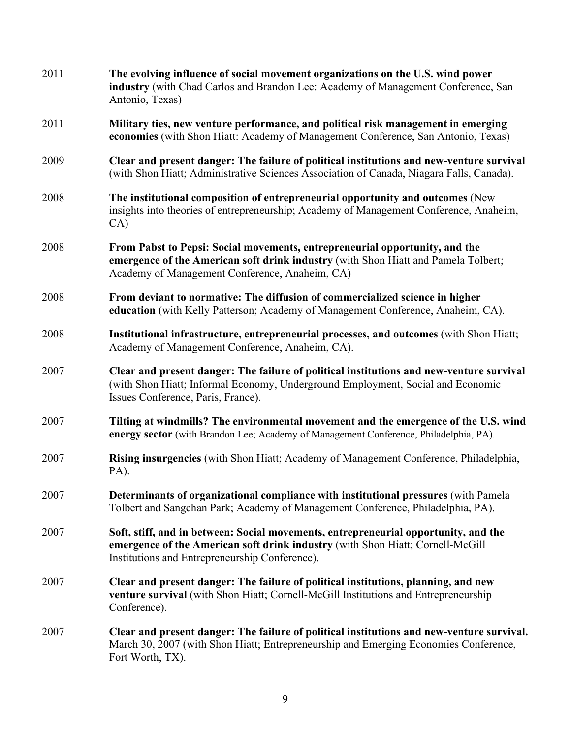2011 **The evolving influence of social movement organizations on the U.S. wind power industry** (with Chad Carlos and Brandon Lee: Academy of Management Conference, San Antonio, Texas)

2011 **Military ties, new venture performance, and political risk management in emerging economies** (with Shon Hiatt: Academy of Management Conference, San Antonio, Texas)

2009 **Clear and present danger: The failure of political institutions and new-venture survival** (with Shon Hiatt; Administrative Sciences Association of Canada, Niagara Falls, Canada).

2008 **The institutional composition of entrepreneurial opportunity and outcomes** (New insights into theories of entrepreneurship; Academy of Management Conference, Anaheim, CA)

2008 **From Pabst to Pepsi: Social movements, entrepreneurial opportunity, and the emergence of the American soft drink industry** (with Shon Hiatt and Pamela Tolbert; Academy of Management Conference, Anaheim, CA)

2008 **From deviant to normative: The diffusion of commercialized science in higher education** (with Kelly Patterson; Academy of Management Conference, Anaheim, CA).

2008 **Institutional infrastructure, entrepreneurial processes, and outcomes** (with Shon Hiatt; Academy of Management Conference, Anaheim, CA).

2007 **Clear and present danger: The failure of political institutions and new-venture survival** (with Shon Hiatt; Informal Economy, Underground Employment, Social and Economic Issues Conference, Paris, France).

2007 **Tilting at windmills? The environmental movement and the emergence of the U.S. wind energy sector** (with Brandon Lee; Academy of Management Conference, Philadelphia, PA).

2007 **Rising insurgencies** (with Shon Hiatt; Academy of Management Conference, Philadelphia, PA).

2007 **Determinants of organizational compliance with institutional pressures** (with Pamela Tolbert and Sangchan Park; Academy of Management Conference, Philadelphia, PA).

2007 **Soft, stiff, and in between: Social movements, entrepreneurial opportunity, and the emergence of the American soft drink industry** (with Shon Hiatt; Cornell-McGill Institutions and Entrepreneurship Conference).

2007 **Clear and present danger: The failure of political institutions, planning, and new venture survival** (with Shon Hiatt; Cornell-McGill Institutions and Entrepreneurship Conference).

2007 **Clear and present danger: The failure of political institutions and new-venture survival.** March 30, 2007 (with Shon Hiatt; Entrepreneurship and Emerging Economies Conference, Fort Worth, TX).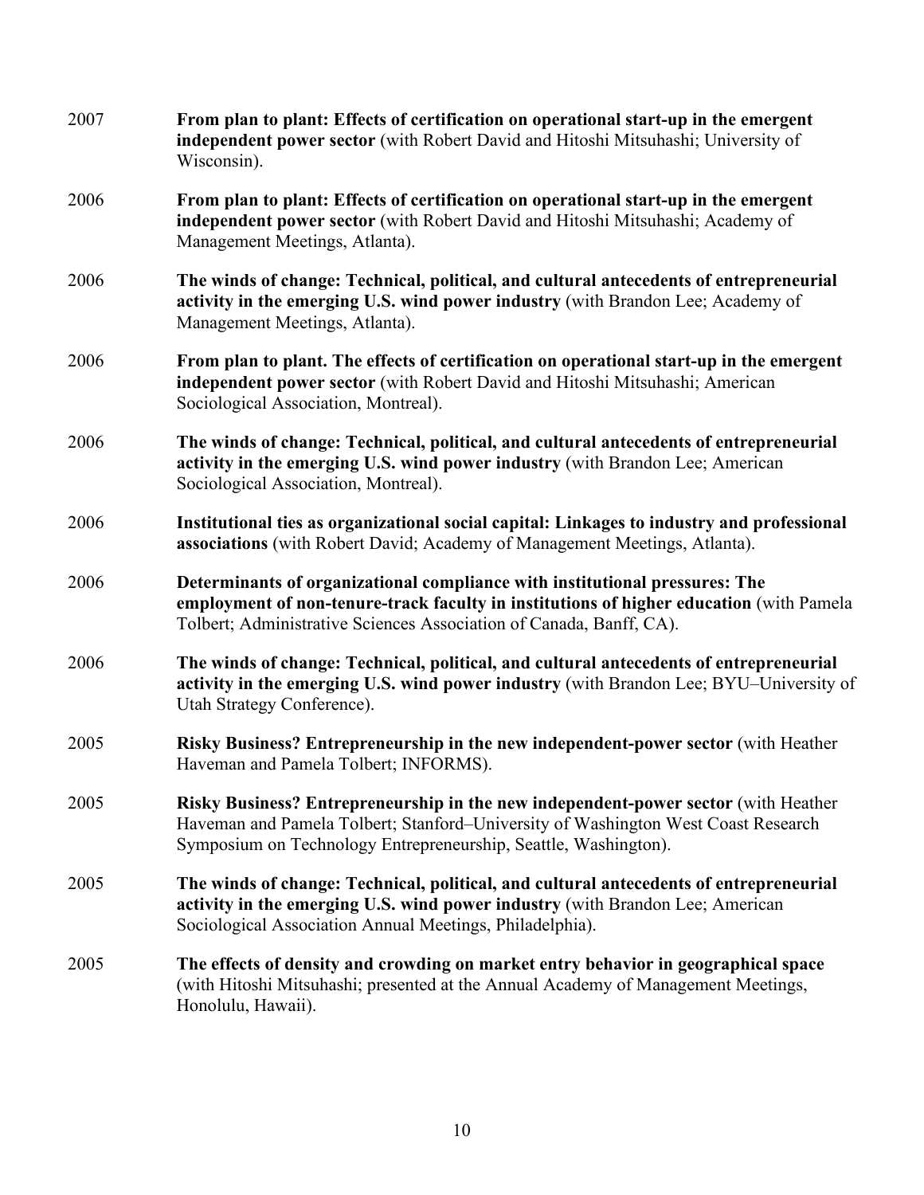2007 **From plan to plant: Effects of certification on operational start-up in the emergent independent power sector** (with Robert David and Hitoshi Mitsuhashi; University of Wisconsin).

2006 **From plan to plant: Effects of certification on operational start-up in the emergent independent power sector** (with Robert David and Hitoshi Mitsuhashi; Academy of Management Meetings, Atlanta).

2006 **The winds of change: Technical, political, and cultural antecedents of entrepreneurial activity in the emerging U.S. wind power industry** (with Brandon Lee; Academy of Management Meetings, Atlanta).

2006 **From plan to plant. The effects of certification on operational start-up in the emergent independent power sector** (with Robert David and Hitoshi Mitsuhashi; American Sociological Association, Montreal).

2006 **The winds of change: Technical, political, and cultural antecedents of entrepreneurial activity in the emerging U.S. wind power industry** (with Brandon Lee; American Sociological Association, Montreal).

2006 **Institutional ties as organizational social capital: Linkages to industry and professional associations** (with Robert David; Academy of Management Meetings, Atlanta).

2006 **Determinants of organizational compliance with institutional pressures: The employment of non-tenure-track faculty in institutions of higher education** (with Pamela Tolbert; Administrative Sciences Association of Canada, Banff, CA).

2006 **The winds of change: Technical, political, and cultural antecedents of entrepreneurial activity in the emerging U.S. wind power industry** (with Brandon Lee; BYU–University of Utah Strategy Conference).

2005 **Risky Business? Entrepreneurship in the new independent-power sector** (with Heather Haveman and Pamela Tolbert; INFORMS).

2005 **Risky Business? Entrepreneurship in the new independent-power sector** (with Heather Haveman and Pamela Tolbert; Stanford–University of Washington West Coast Research Symposium on Technology Entrepreneurship, Seattle, Washington).

2005 **The winds of change: Technical, political, and cultural antecedents of entrepreneurial activity in the emerging U.S. wind power industry** (with Brandon Lee; American Sociological Association Annual Meetings, Philadelphia).

2005 **The effects of density and crowding on market entry behavior in geographical space** (with Hitoshi Mitsuhashi; presented at the Annual Academy of Management Meetings, Honolulu, Hawaii).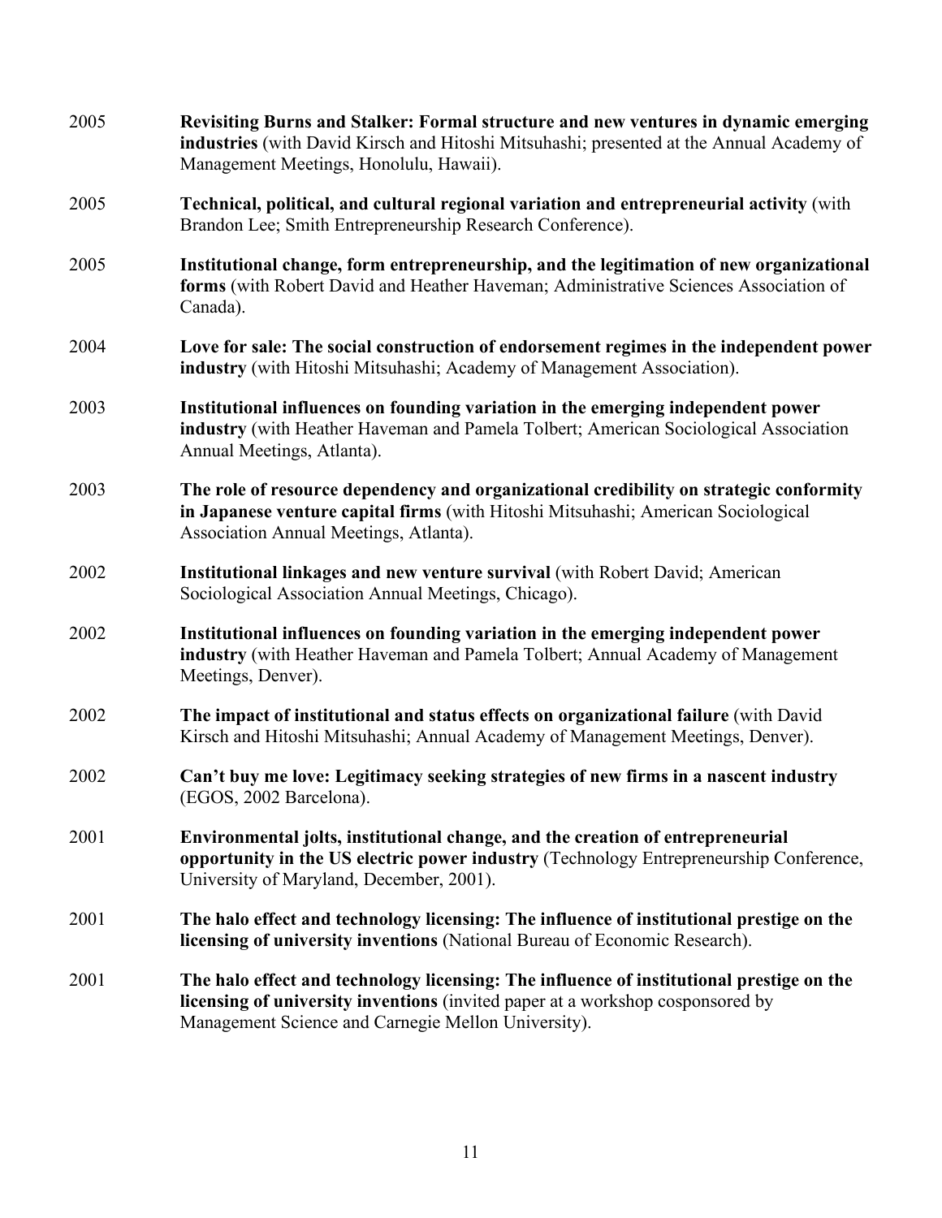2005 **Revisiting Burns and Stalker: Formal structure and new ventures in dynamic emerging industries** (with David Kirsch and Hitoshi Mitsuhashi; presented at the Annual Academy of Management Meetings, Honolulu, Hawaii).

2005 **Technical, political, and cultural regional variation and entrepreneurial activity** (with Brandon Lee; Smith Entrepreneurship Research Conference).

2005 **Institutional change, form entrepreneurship, and the legitimation of new organizational forms** (with Robert David and Heather Haveman; Administrative Sciences Association of Canada).

2004 **Love for sale: The social construction of endorsement regimes in the independent power industry** (with Hitoshi Mitsuhashi; Academy of Management Association).

2003 **Institutional influences on founding variation in the emerging independent power industry** (with Heather Haveman and Pamela Tolbert; American Sociological Association Annual Meetings, Atlanta).

2003 **The role of resource dependency and organizational credibility on strategic conformity in Japanese venture capital firms** (with Hitoshi Mitsuhashi; American Sociological Association Annual Meetings, Atlanta).

2002 **Institutional linkages and new venture survival** (with Robert David; American Sociological Association Annual Meetings, Chicago).

2002 **Institutional influences on founding variation in the emerging independent power industry** (with Heather Haveman and Pamela Tolbert; Annual Academy of Management Meetings, Denver).

2002 **The impact of institutional and status effects on organizational failure** (with David Kirsch and Hitoshi Mitsuhashi; Annual Academy of Management Meetings, Denver).

2002 **Can't buy me love: Legitimacy seeking strategies of new firms in a nascent industry** (EGOS, 2002 Barcelona).

2001 **Environmental jolts, institutional change, and the creation of entrepreneurial opportunity in the US electric power industry** (Technology Entrepreneurship Conference, University of Maryland, December, 2001).

2001 **The halo effect and technology licensing: The influence of institutional prestige on the licensing of university inventions** (National Bureau of Economic Research).

2001 **The halo effect and technology licensing: The influence of institutional prestige on the licensing of university inventions** (invited paper at a workshop cosponsored by Management Science and Carnegie Mellon University).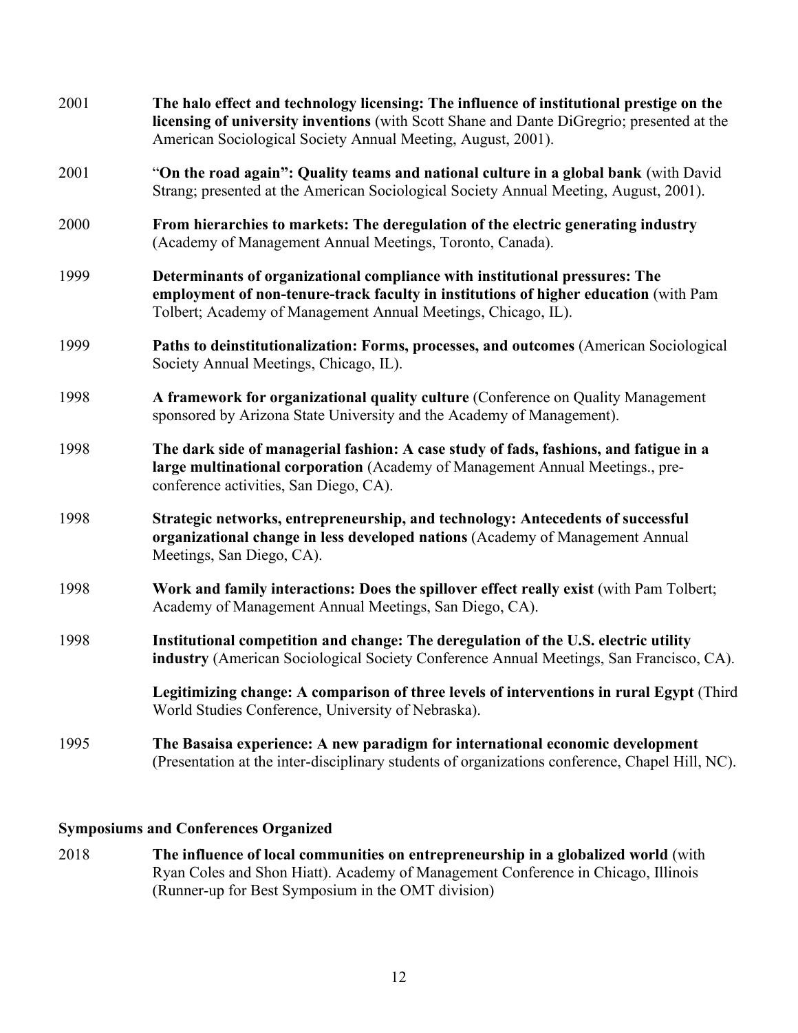2001 **The halo effect and technology licensing: The influence of institutional prestige on the licensing of university inventions** (with Scott Shane and Dante DiGregrio; presented at the American Sociological Society Annual Meeting, August, 2001).

2001 "**On the road again": Quality teams and national culture in a global bank** (with David Strang; presented at the American Sociological Society Annual Meeting, August, 2001).

2000 **From hierarchies to markets: The deregulation of the electric generating industry** (Academy of Management Annual Meetings, Toronto, Canada).

1999 **Determinants of organizational compliance with institutional pressures: The employment of non-tenure-track faculty in institutions of higher education** (with Pam Tolbert; Academy of Management Annual Meetings, Chicago, IL).

1999 **Paths to deinstitutionalization: Forms, processes, and outcomes** (American Sociological Society Annual Meetings, Chicago, IL).

1998 **A framework for organizational quality culture** (Conference on Quality Management sponsored by Arizona State University and the Academy of Management).

1998 **The dark side of managerial fashion: A case study of fads, fashions, and fatigue in a large multinational corporation** (Academy of Management Annual Meetings., pre-conference activities, San Diego, CA).

1998 **Strategic networks, entrepreneurship, and technology: Antecedents of successful organizational change in less developed nations** (Academy of Management Annual Meetings, San Diego, CA).

1998 **Work and family interactions: Does the spillover effect really exist** (with Pam Tolbert; Academy of Management Annual Meetings, San Diego, CA).

1998 **Institutional competition and change: The deregulation of the U.S. electric utility industry** (American Sociological Society Conference Annual Meetings, San Francisco, CA).

**Legitimizing change: A comparison of three levels of interventions in rural Egypt** (Third World Studies Conference, University of Nebraska).

1995 **The Basaisa experience: A new paradigm for international economic development** (Presentation at the inter-disciplinary students of organizations conference, Chapel Hill, NC).

### Symposiums and Conferences Organized

2018 **The influence of local communities on entrepreneurship in a globalized world** (with Ryan Coles and Shon Hiatt). Academy of Management Conference in Chicago, Illinois (Runner-up for Best Symposium in the OMT division)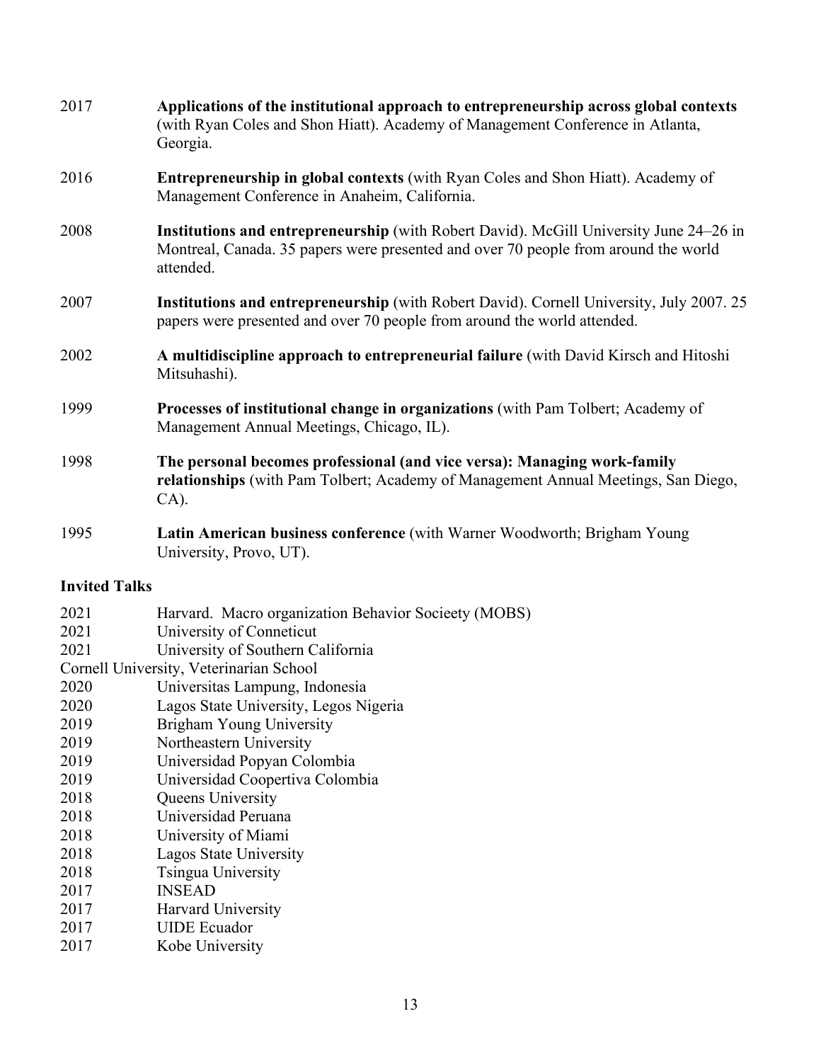2017 **Applications of the institutional approach to entrepreneurship across global contexts** (with Ryan Coles and Shon Hiatt). Academy of Management Conference in Atlanta, Georgia.

2016 **Entrepreneurship in global contexts** (with Ryan Coles and Shon Hiatt). Academy of Management Conference in Anaheim, California.

2008 **Institutions and entrepreneurship** (with Robert David). McGill University June 24–26 in Montreal, Canada. 35 papers were presented and over 70 people from around the world attended.

2007 **Institutions and entrepreneurship** (with Robert David). Cornell University, July 2007. 25 papers were presented and over 70 people from around the world attended.

2002 **A multidiscipline approach to entrepreneurial failure** (with David Kirsch and Hitoshi Mitsuhashi).

1999 **Processes of institutional change in organizations** (with Pam Tolbert; Academy of Management Annual Meetings, Chicago, IL).

1998 **The personal becomes professional (and vice versa): Managing work-family relationships** (with Pam Tolbert; Academy of Management Annual Meetings, San Diego, CA).

1995 **Latin American business conference** (with Warner Woodworth; Brigham Young University, Provo, UT).

### Invited Talks

2021 Harvard. Macro organization Behavior Socieety (MOBS)
2021 University of Conneticut
2021 University of Southern California
Cornell University, Veterinarian School
2020 Universitas Lampung, Indonesia
2020 Lagos State University, Legos Nigeria
2019 Brigham Young University
2019 Northeastern University
2019 Universidad Popyan Colombia
2019 Universidad Coopertiva Colombia
2018 Queens University
2018 Universidad Peruana
2018 University of Miami
2018 Lagos State University
2018 Tsingua University
2017 INSEAD
2017 Harvard University
2017 UIDE Ecuador
2017 Kobe University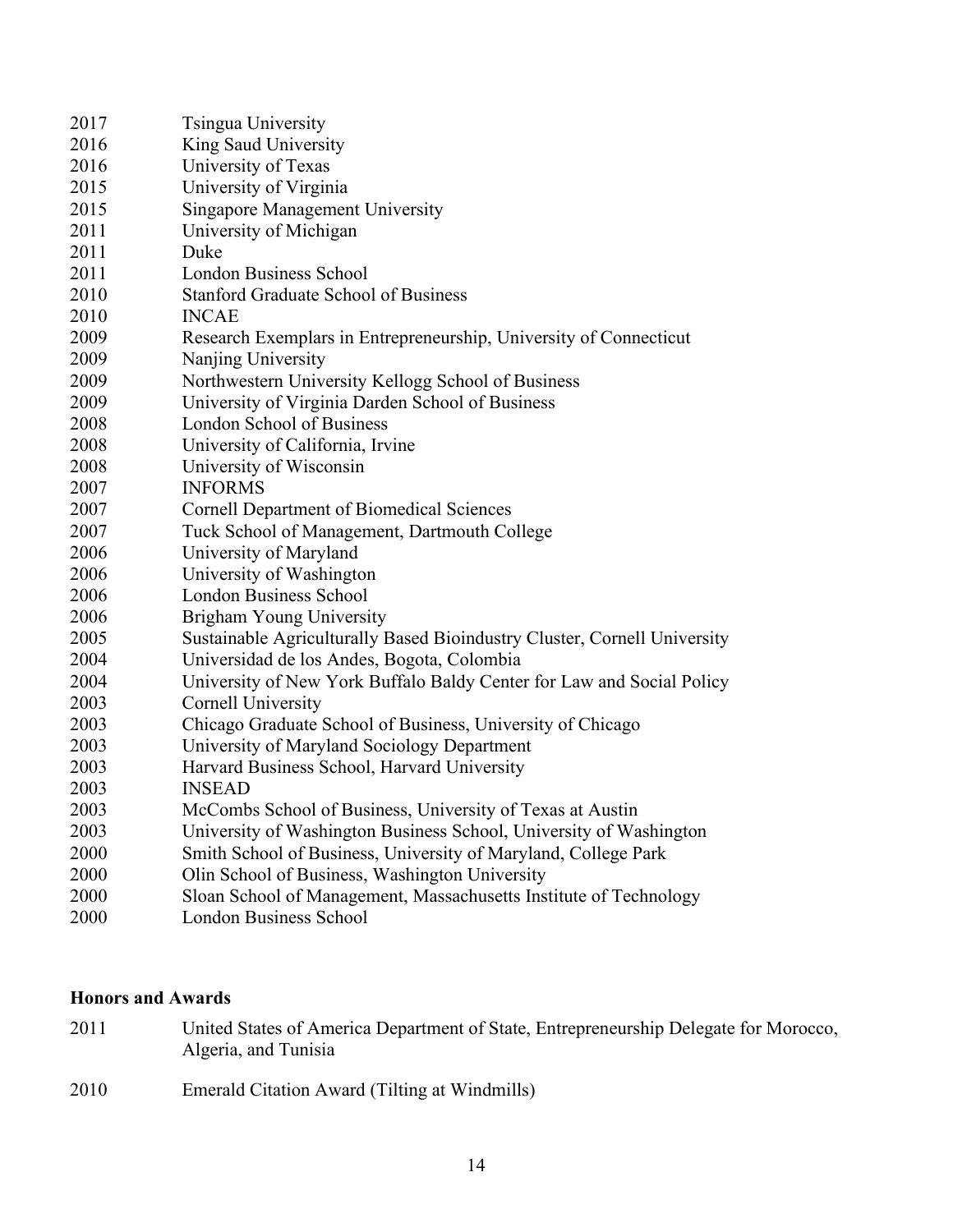2017 Tsingua University
2016 King Saud University
2016 University of Texas
2015 University of Virginia
2015 Singapore Management University
2011 University of Michigan
2011 Duke
2011 London Business School
2010 Stanford Graduate School of Business
2010 INCAE
2009 Research Exemplars in Entrepreneurship, University of Connecticut
2009 Nanjing University
2009 Northwestern University Kellogg School of Business
2009 University of Virginia Darden School of Business
2008 London School of Business
2008 University of California, Irvine
2008 University of Wisconsin
2007 INFORMS
2007 Cornell Department of Biomedical Sciences
2007 Tuck School of Management, Dartmouth College
2006 University of Maryland
2006 University of Washington
2006 London Business School
2006 Brigham Young University
2005 Sustainable Agriculturally Based Bioindustry Cluster, Cornell University
2004 Universidad de los Andes, Bogota, Colombia
2004 University of New York Buffalo Baldy Center for Law and Social Policy
2003 Cornell University
2003 Chicago Graduate School of Business, University of Chicago
2003 University of Maryland Sociology Department
2003 Harvard Business School, Harvard University
2003 INSEAD
2003 McCombs School of Business, University of Texas at Austin
2003 University of Washington Business School, University of Washington
2000 Smith School of Business, University of Maryland, College Park
2000 Olin School of Business, Washington University
2000 Sloan School of Management, Massachusetts Institute of Technology
2000 London Business School

**Honors and Awards**

2011 United States of America Department of State, Entrepreneurship Delegate for Morocco, Algeria, and Tunisia

2010 Emerald Citation Award (Tilting at Windmills)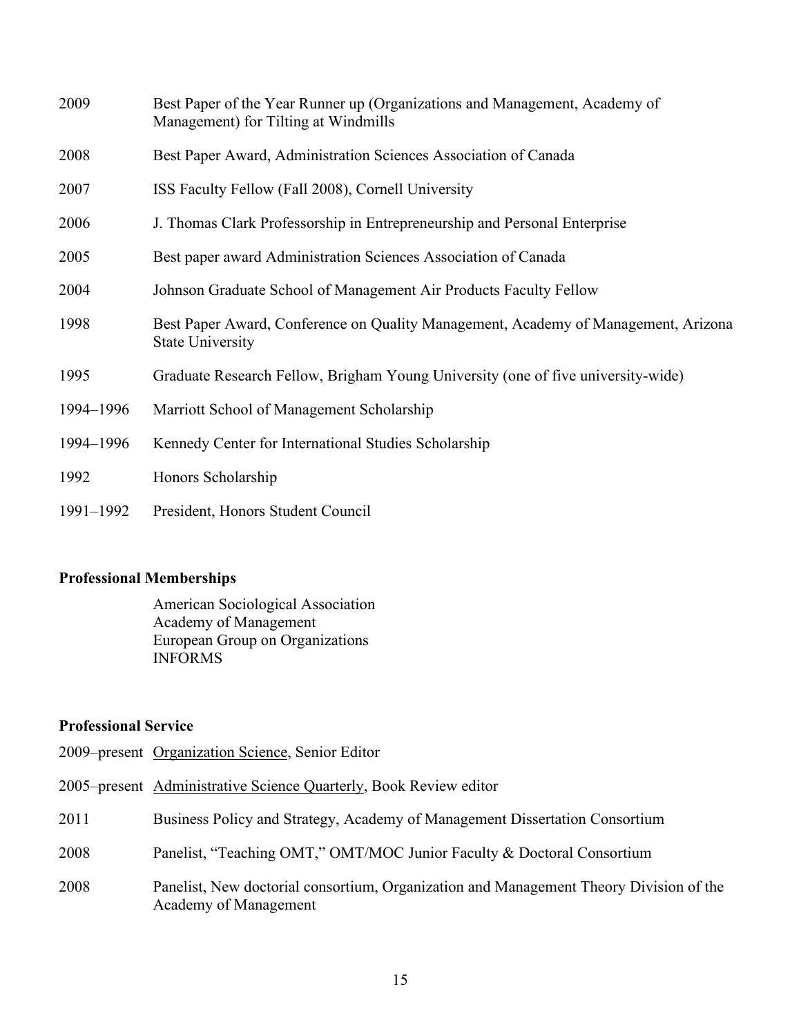| | |
|---|---|
| 2009 | Best Paper of the Year Runner up (Organizations and Management, Academy of Management) for Tilting at Windmills |
| 2008 | Best Paper Award, Administration Sciences Association of Canada |
| 2007 | ISS Faculty Fellow (Fall 2008), Cornell University |
| 2006 | J. Thomas Clark Professorship in Entrepreneurship and Personal Enterprise |
| 2005 | Best paper award Administration Sciences Association of Canada |
| 2004 | Johnson Graduate School of Management Air Products Faculty Fellow |
| 1998 | Best Paper Award, Conference on Quality Management, Academy of Management, Arizona State University |
| 1995 | Graduate Research Fellow, Brigham Young University (one of five university-wide) |
| 1994–1996 | Marriott School of Management Scholarship |
| 1994–1996 | Kennedy Center for International Studies Scholarship |
| 1992 | Honors Scholarship |
| 1991–1992 | President, Honors Student Council |

**Professional Memberships**

American Sociological Association
Academy of Management
European Group on Organizations
INFORMS

**Professional Service**

| | |
|---|---|
| 2009–present | Organization Science, Senior Editor |
| 2005–present | Administrative Science Quarterly, Book Review editor |
| 2011 | Business Policy and Strategy, Academy of Management Dissertation Consortium |
| 2008 | Panelist, "Teaching OMT," OMT/MOC Junior Faculty & Doctoral Consortium |
| 2008 | Panelist, New doctorial consortium, Organization and Management Theory Division of the Academy of Management |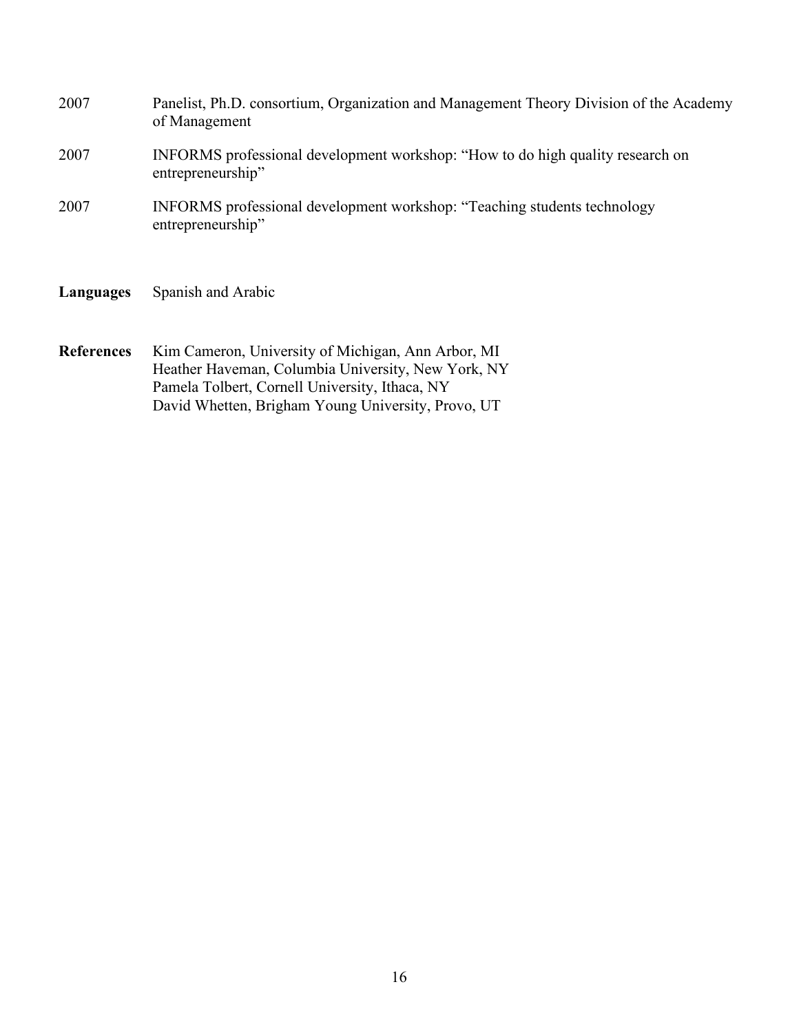2007 Panelist, Ph.D. consortium, Organization and Management Theory Division of the Academy of Management

2007 INFORMS professional development workshop: "How to do high quality research on entrepreneurship"

2007 INFORMS professional development workshop: "Teaching students technology entrepreneurship"

**Languages** Spanish and Arabic

**References** Kim Cameron, University of Michigan, Ann Arbor, MI
Heather Haveman, Columbia University, New York, NY
Pamela Tolbert, Cornell University, Ithaca, NY
David Whetten, Brigham Young University, Provo, UT